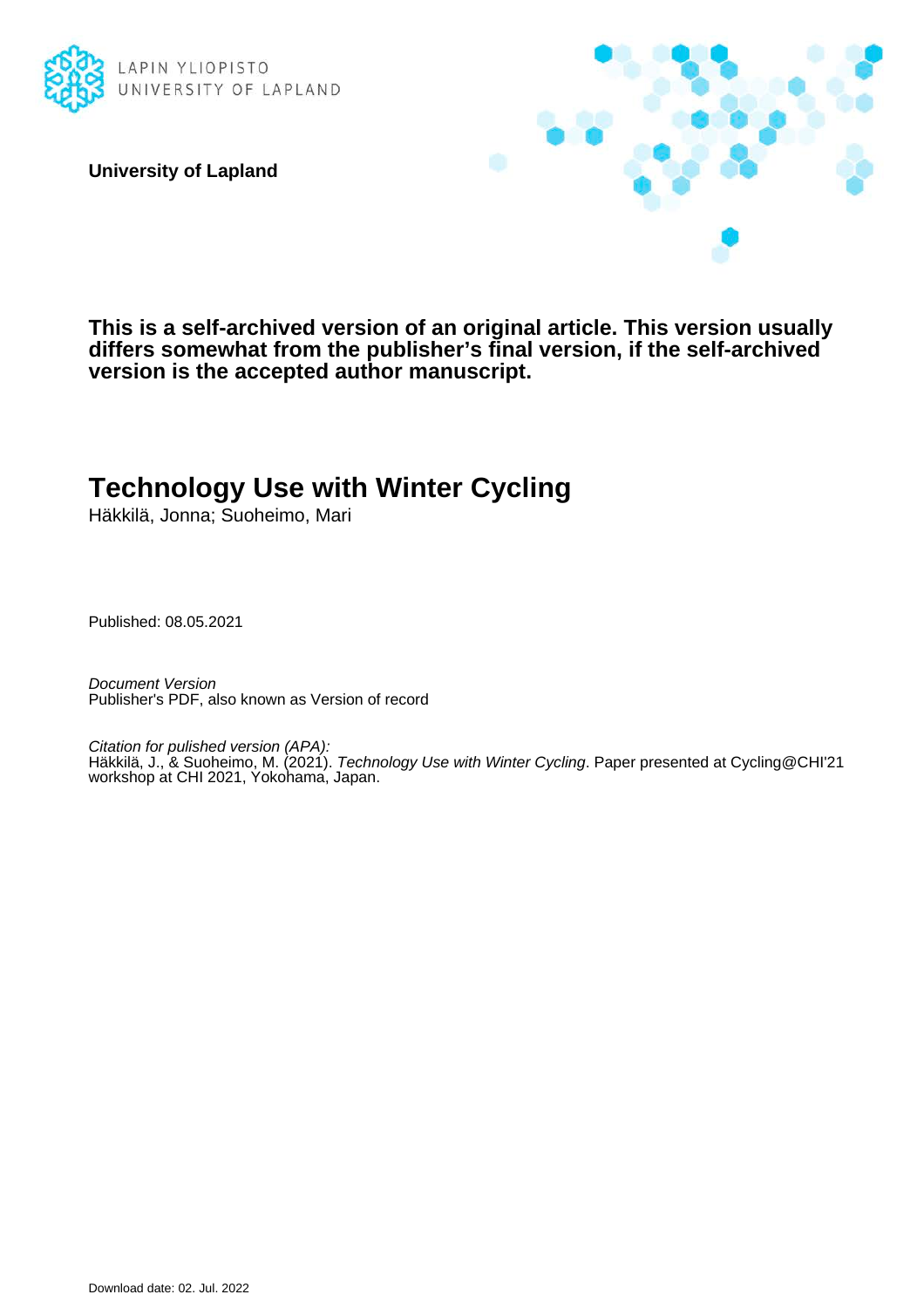LAPIN YLIOPISTO
UNIVERSITY OF LAPLAND

**University of Lapland**

**This is a self-archived version of an original article. This version usually differs somewhat from the publisher's final version, if the self-archived version is the accepted author manuscript.**

# Technology Use with Winter Cycling

Häkkilä, Jonna; Suoheimo, Mari

Published: 08.05.2021

*Document Version*
Publisher's PDF, also known as Version of record

*Citation for pulished version (APA):*
Häkkilä, J., & Suoheimo, M. (2021). *Technology Use with Winter Cycling*. Paper presented at Cycling@CHI'21 workshop at CHI 2021, Yokohama, Japan.

Download date: 02. Jul. 2022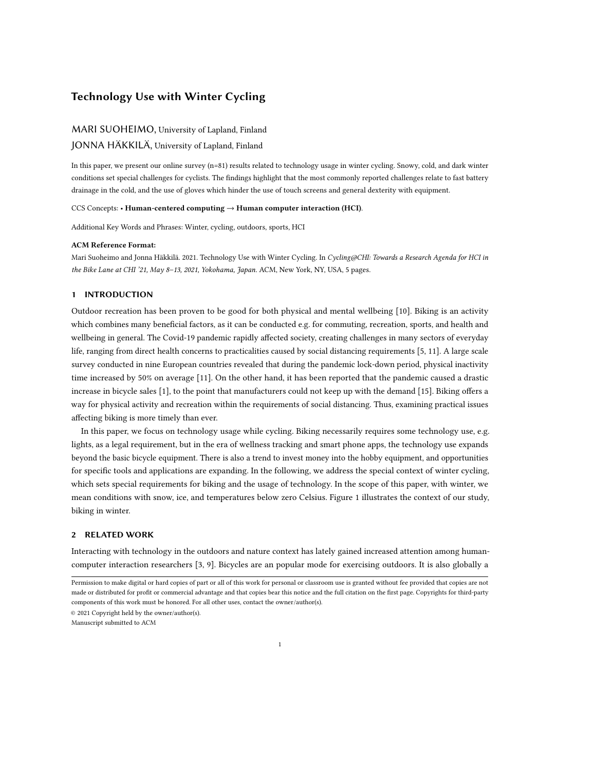# Technology Use with Winter Cycling

MARI SUOHEIMO, University of Lapland, Finland

JONNA HÄKKILÄ, University of Lapland, Finland

In this paper, we present our online survey (n=81) results related to technology usage in winter cycling. Snowy, cold, and dark winter conditions set special challenges for cyclists. The findings highlight that the most commonly reported challenges relate to fast battery drainage in the cold, and the use of gloves which hinder the use of touch screens and general dexterity with equipment.

CCS Concepts: • **Human-centered computing → Human computer interaction (HCI)**.

Additional Key Words and Phrases: Winter, cycling, outdoors, sports, HCI

**ACM Reference Format:**

Mari Suoheimo and Jonna Häkkilä. 2021. Technology Use with Winter Cycling. In *Cycling@CHI: Towards a Research Agenda for HCI in the Bike Lane at CHI '21, May 8–13, 2021, Yokohama, Japan.* ACM, New York, NY, USA, 5 pages.

## 1 INTRODUCTION

Outdoor recreation has been proven to be good for both physical and mental wellbeing [10]. Biking is an activity which combines many beneficial factors, as it can be conducted e.g. for commuting, recreation, sports, and health and wellbeing in general. The Covid-19 pandemic rapidly affected society, creating challenges in many sectors of everyday life, ranging from direct health concerns to practicalities caused by social distancing requirements [5, 11]. A large scale survey conducted in nine European countries revealed that during the pandemic lock-down period, physical inactivity time increased by 50% on average [11]. On the other hand, it has been reported that the pandemic caused a drastic increase in bicycle sales [1], to the point that manufacturers could not keep up with the demand [15]. Biking offers a way for physical activity and recreation within the requirements of social distancing. Thus, examining practical issues affecting biking is more timely than ever.

In this paper, we focus on technology usage while cycling. Biking necessarily requires some technology use, e.g. lights, as a legal requirement, but in the era of wellness tracking and smart phone apps, the technology use expands beyond the basic bicycle equipment. There is also a trend to invest money into the hobby equipment, and opportunities for specific tools and applications are expanding. In the following, we address the special context of winter cycling, which sets special requirements for biking and the usage of technology. In the scope of this paper, with winter, we mean conditions with snow, ice, and temperatures below zero Celsius. Figure 1 illustrates the context of our study, biking in winter.

## 2 RELATED WORK

Interacting with technology in the outdoors and nature context has lately gained increased attention among human-computer interaction researchers [3, 9]. Bicycles are an popular mode for exercising outdoors. It is also globally a

Permission to make digital or hard copies of part or all of this work for personal or classroom use is granted without fee provided that copies are not made or distributed for profit or commercial advantage and that copies bear this notice and the full citation on the first page. Copyrights for third-party components of this work must be honored. For all other uses, contact the owner/author(s).

© 2021 Copyright held by the owner/author(s).

Manuscript submitted to ACM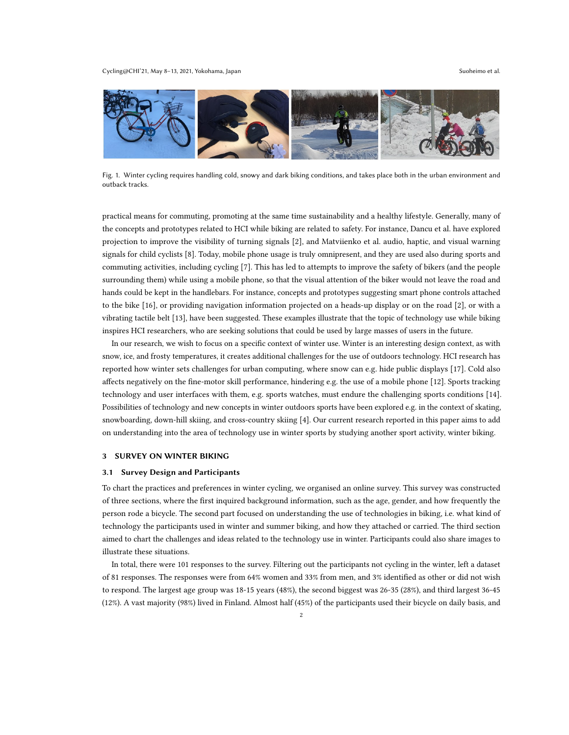Fig. 1. Winter cycling requires handling cold, snowy and dark biking conditions, and takes place both in the urban environment and outback tracks.

practical means for commuting, promoting at the same time sustainability and a healthy lifestyle. Generally, many of the concepts and prototypes related to HCI while biking are related to safety. For instance, Dancu et al. have explored projection to improve the visibility of turning signals [2], and Matviienko et al. audio, haptic, and visual warning signals for child cyclists [8]. Today, mobile phone usage is truly omnipresent, and they are used also during sports and commuting activities, including cycling [7]. This has led to attempts to improve the safety of bikers (and the people surrounding them) while using a mobile phone, so that the visual attention of the biker would not leave the road and hands could be kept in the handlebars. For instance, concepts and prototypes suggesting smart phone controls attached to the bike [16], or providing navigation information projected on a heads-up display or on the road [2], or with a vibrating tactile belt [13], have been suggested. These examples illustrate that the topic of technology use while biking inspires HCI researchers, who are seeking solutions that could be used by large masses of users in the future.

In our research, we wish to focus on a specific context of winter use. Winter is an interesting design context, as with snow, ice, and frosty temperatures, it creates additional challenges for the use of outdoors technology. HCI research has reported how winter sets challenges for urban computing, where snow can e.g. hide public displays [17]. Cold also affects negatively on the fine-motor skill performance, hindering e.g. the use of a mobile phone [12]. Sports tracking technology and user interfaces with them, e.g. sports watches, must endure the challenging sports conditions [14]. Possibilities of technology and new concepts in winter outdoors sports have been explored e.g. in the context of skating, snowboarding, down-hill skiing, and cross-country skiing [4]. Our current research reported in this paper aims to add on understanding into the area of technology use in winter sports by studying another sport activity, winter biking.

## 3 SURVEY ON WINTER BIKING

### 3.1 Survey Design and Participants

To chart the practices and preferences in winter cycling, we organised an online survey. This survey was constructed of three sections, where the first inquired background information, such as the age, gender, and how frequently the person rode a bicycle. The second part focused on understanding the use of technologies in biking, i.e. what kind of technology the participants used in winter and summer biking, and how they attached or carried. The third section aimed to chart the challenges and ideas related to the technology use in winter. Participants could also share images to illustrate these situations.

In total, there were 101 responses to the survey. Filtering out the participants not cycling in the winter, left a dataset of 81 responses. The responses were from 64% women and 33% from men, and 3% identified as other or did not wish to respond. The largest age group was 18-15 years (48%), the second biggest was 26-35 (28%), and third largest 36-45 (12%). A vast majority (98%) lived in Finland. Almost half (45%) of the participants used their bicycle on daily basis, and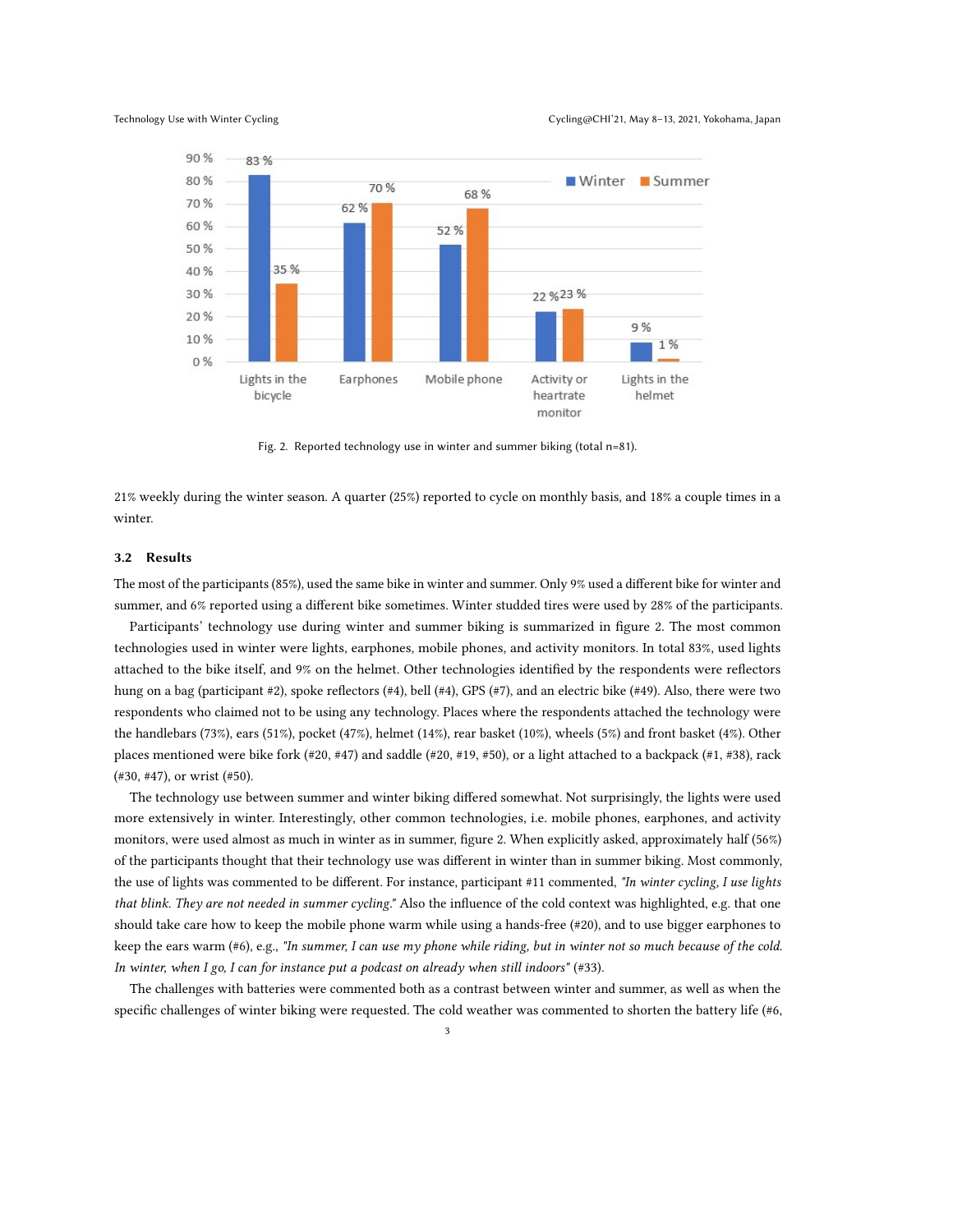Fig. 2. Reported technology use in winter and summer biking (total n=81).

21% weekly during the winter season. A quarter (25%) reported to cycle on monthly basis, and 18% a couple times in a winter.

### 3.2 Results

The most of the participants (85%), used the same bike in winter and summer. Only 9% used a different bike for winter and summer, and 6% reported using a different bike sometimes. Winter studded tires were used by 28% of the participants.

Participants' technology use during winter and summer biking is summarized in figure 2. The most common technologies used in winter were lights, earphones, mobile phones, and activity monitors. In total 83%, used lights attached to the bike itself, and 9% on the helmet. Other technologies identified by the respondents were reflectors hung on a bag (participant #2), spoke reflectors (#4), bell (#4), GPS (#7), and an electric bike (#49). Also, there were two respondents who claimed not to be using any technology. Places where the respondents attached the technology were the handlebars (73%), ears (51%), pocket (47%), helmet (14%), rear basket (10%), wheels (5%) and front basket (4%). Other places mentioned were bike fork (#20, #47) and saddle (#20, #19, #50), or a light attached to a backpack (#1, #38), rack (#30, #47), or wrist (#50).

The technology use between summer and winter biking differed somewhat. Not surprisingly, the lights were used more extensively in winter. Interestingly, other common technologies, i.e. mobile phones, earphones, and activity monitors, were used almost as much in winter as in summer, figure 2. When explicitly asked, approximately half (56%) of the participants thought that their technology use was different in winter than in summer biking. Most commonly, the use of lights was commented to be different. For instance, participant #11 commented, *"In winter cycling, I use lights that blink. They are not needed in summer cycling."* Also the influence of the cold context was highlighted, e.g. that one should take care how to keep the mobile phone warm while using a hands-free (#20), and to use bigger earphones to keep the ears warm (#6), e.g., *"In summer, I can use my phone while riding, but in winter not so much because of the cold. In winter, when I go, I can for instance put a podcast on already when still indoors"* (#33).

The challenges with batteries were commented both as a contrast between winter and summer, as well as when the specific challenges of winter biking were requested. The cold weather was commented to shorten the battery life (#6,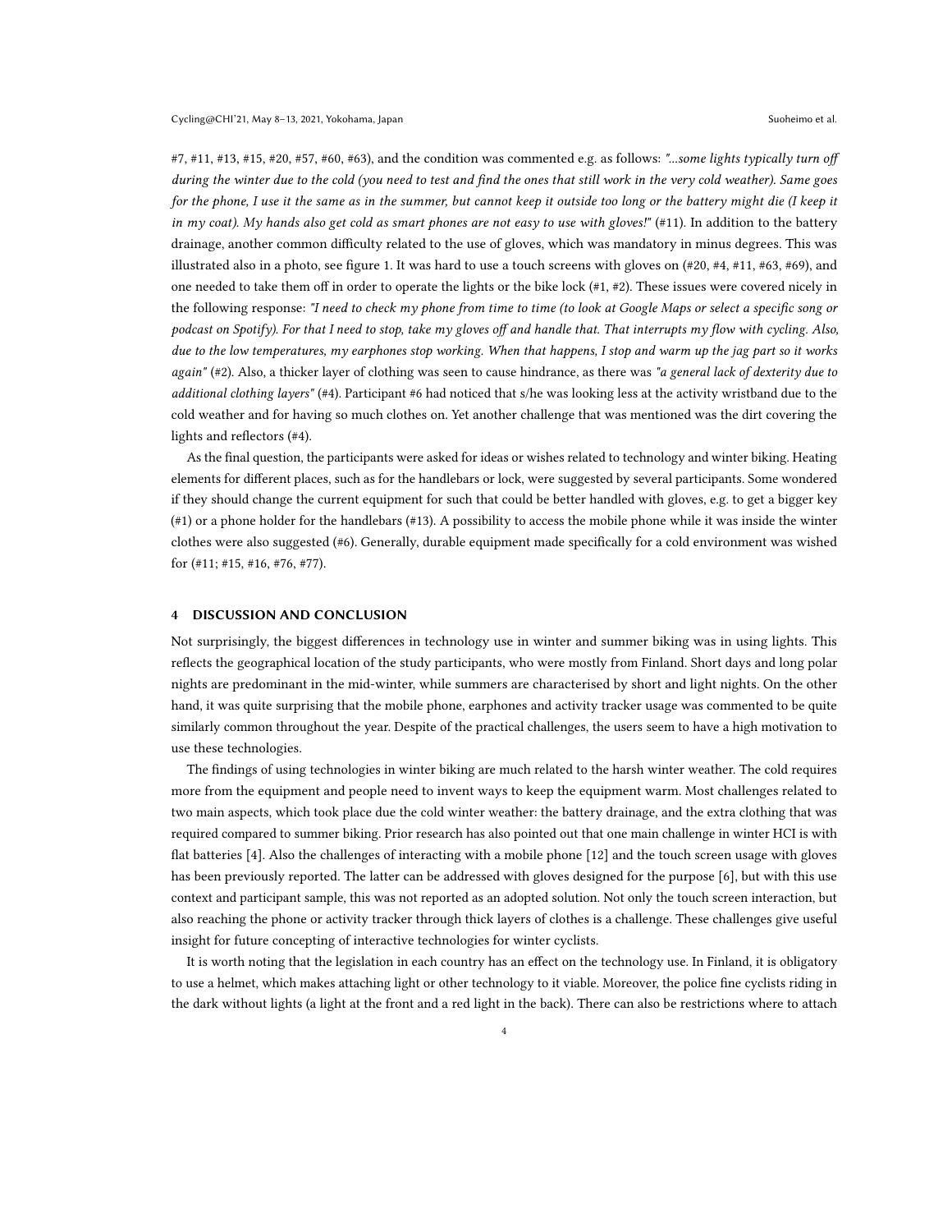#7, #11, #13, #15, #20, #57, #60, #63), and the condition was commented e.g. as follows: *"...some lights typically turn off during the winter due to the cold (you need to test and find the ones that still work in the very cold weather). Same goes for the phone, I use it the same as in the summer, but cannot keep it outside too long or the battery might die (I keep it in my coat). My hands also get cold as smart phones are not easy to use with gloves!"* (#11). In addition to the battery drainage, another common difficulty related to the use of gloves, which was mandatory in minus degrees. This was illustrated also in a photo, see figure 1. It was hard to use a touch screens with gloves on (#20, #4, #11, #63, #69), and one needed to take them off in order to operate the lights or the bike lock (#1, #2). These issues were covered nicely in the following response: *"I need to check my phone from time to time (to look at Google Maps or select a specific song or podcast on Spotify). For that I need to stop, take my gloves off and handle that. That interrupts my flow with cycling. Also, due to the low temperatures, my earphones stop working. When that happens, I stop and warm up the jag part so it works again"* (#2). Also, a thicker layer of clothing was seen to cause hindrance, as there was *"a general lack of dexterity due to additional clothing layers"* (#4). Participant #6 had noticed that s/he was looking less at the activity wristband due to the cold weather and for having so much clothes on. Yet another challenge that was mentioned was the dirt covering the lights and reflectors (#4).

As the final question, the participants were asked for ideas or wishes related to technology and winter biking. Heating elements for different places, such as for the handlebars or lock, were suggested by several participants. Some wondered if they should change the current equipment for such that could be better handled with gloves, e.g. to get a bigger key (#1) or a phone holder for the handlebars (#13). A possibility to access the mobile phone while it was inside the winter clothes were also suggested (#6). Generally, durable equipment made specifically for a cold environment was wished for (#11; #15, #16, #76, #77).

## 4 DISCUSSION AND CONCLUSION

Not surprisingly, the biggest differences in technology use in winter and summer biking was in using lights. This reflects the geographical location of the study participants, who were mostly from Finland. Short days and long polar nights are predominant in the mid-winter, while summers are characterised by short and light nights. On the other hand, it was quite surprising that the mobile phone, earphones and activity tracker usage was commented to be quite similarly common throughout the year. Despite of the practical challenges, the users seem to have a high motivation to use these technologies.

The findings of using technologies in winter biking are much related to the harsh winter weather. The cold requires more from the equipment and people need to invent ways to keep the equipment warm. Most challenges related to two main aspects, which took place due the cold winter weather: the battery drainage, and the extra clothing that was required compared to summer biking. Prior research has also pointed out that one main challenge in winter HCI is with flat batteries [4]. Also the challenges of interacting with a mobile phone [12] and the touch screen usage with gloves has been previously reported. The latter can be addressed with gloves designed for the purpose [6], but with this use context and participant sample, this was not reported as an adopted solution. Not only the touch screen interaction, but also reaching the phone or activity tracker through thick layers of clothes is a challenge. These challenges give useful insight for future concepting of interactive technologies for winter cyclists.

It is worth noting that the legislation in each country has an effect on the technology use. In Finland, it is obligatory to use a helmet, which makes attaching light or other technology to it viable. Moreover, the police fine cyclists riding in the dark without lights (a light at the front and a red light in the back). There can also be restrictions where to attach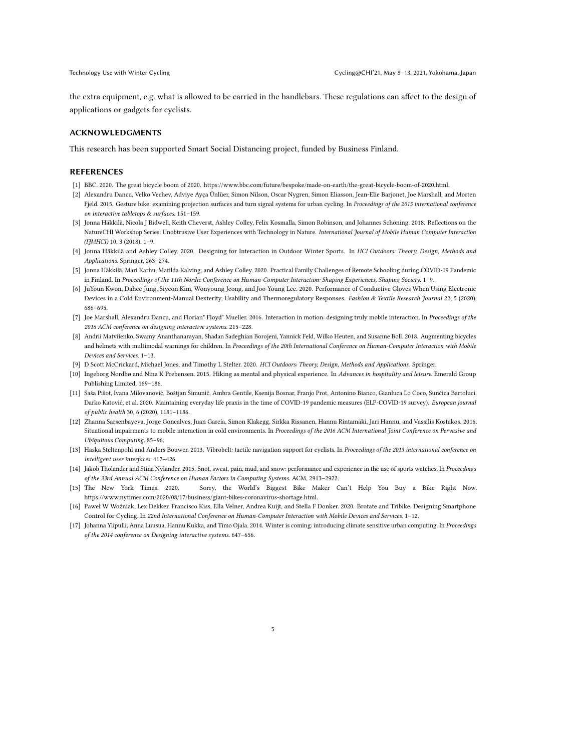the extra equipment, e.g. what is allowed to be carried in the handlebars. These regulations can affect to the design of applications or gadgets for cyclists.

## ACKNOWLEDGMENTS

This research has been supported Smart Social Distancing project, funded by Business Finland.

## REFERENCES

[1] BBC. 2020. The great bicycle boom of 2020. https://www.bbc.com/future/bespoke/made-on-earth/the-great-bicycle-boom-of-2020.html.

[2] Alexandru Dancu, Velko Vechev, Adviye Ayça Ünlüer, Simon Nilson, Oscar Nygren, Simon Eliasson, Jean-Elie Barjonet, Joe Marshall, and Morten Fjeld. 2015. Gesture bike: examining projection surfaces and turn signal systems for urban cycling. In *Proceedings of the 2015 international conference on interactive tabletops & surfaces*. 151–159.

[3] Jonna Häkkilä, Nicola J Bidwell, Keith Cheverst, Ashley Colley, Felix Kosmalla, Simon Robinson, and Johannes Schöning. 2018. Reflections on the NatureCHI Workshop Series: Unobtrusive User Experiences with Technology in Nature. *International Journal of Mobile Human Computer Interaction (IJMHCI)* 10, 3 (2018), 1–9.

[4] Jonna Häkkilä and Ashley Colley. 2020. Designing for Interaction in Outdoor Winter Sports. In *HCI Outdoors: Theory, Design, Methods and Applications*. Springer, 263–274.

[5] Jonna Häkkilä, Mari Karhu, Matilda Kalving, and Ashley Colley. 2020. Practical Family Challenges of Remote Schooling during COVID-19 Pandemic in Finland. In *Proceedings of the 11th Nordic Conference on Human-Computer Interaction: Shaping Experiences, Shaping Society*. 1–9.

[6] JuYoun Kwon, Dahee Jung, Siyeon Kim, Wonyoung Jeong, and Joo-Young Lee. 2020. Performance of Conductive Gloves When Using Electronic Devices in a Cold Environment-Manual Dexterity, Usability and Thermoregulatory Responses. *Fashion & Textile Research Journal* 22, 5 (2020), 686–695.

[7] Joe Marshall, Alexandru Dancu, and Florian" Floyd" Mueller. 2016. Interaction in motion: designing truly mobile interaction. In *Proceedings of the 2016 ACM conference on designing interactive systems*. 215–228.

[8] Andrii Matviienko, Swamy Ananthanarayan, Shadan Sadeghian Borojeni, Yannick Feld, Wilko Heuten, and Susanne Boll. 2018. Augmenting bicycles and helmets with multimodal warnings for children. In *Proceedings of the 20th International Conference on Human-Computer Interaction with Mobile Devices and Services*. 1–13.

[9] D Scott McCrickard, Michael Jones, and Timothy L Stelter. 2020. *HCI Outdoors: Theory, Design, Methods and Applications*. Springer.

[10] Ingeborg Nordbø and Nina K Prebensen. 2015. Hiking as mental and physical experience. In *Advances in hospitality and leisure*. Emerald Group Publishing Limited, 169–186.

[11] Saša Pišot, Ivana Milovanović, Boštjan Šimunič, Ambra Gentile, Ksenija Bosnar, Franjo Prot, Antonino Bianco, Gianluca Lo Coco, Sunčica Bartoluci, Darko Katović, et al. 2020. Maintaining everyday life praxis in the time of COVID-19 pandemic measures (ELP-COVID-19 survey). *European journal of public health* 30, 6 (2020), 1181–1186.

[12] Zhanna Sarsenbayeva, Jorge Goncalves, Juan García, Simon Klakegg, Sirkka Rissanen, Hannu Rintamäki, Jari Hannu, and Vassilis Kostakos. 2016. Situational impairments to mobile interaction in cold environments. In *Proceedings of the 2016 ACM International Joint Conference on Pervasive and Ubiquitous Computing*. 85–96.

[13] Haska Steltenpohl and Anders Bouwer. 2013. Vibrobelt: tactile navigation support for cyclists. In *Proceedings of the 2013 international conference on Intelligent user interfaces*. 417–426.

[14] Jakob Tholander and Stina Nylander. 2015. Snot, sweat, pain, mud, and snow: performance and experience in the use of sports watches. In *Proceedings of the 33rd Annual ACM Conference on Human Factors in Computing Systems*. ACM, 2913–2922.

[15] The New York Times. 2020. Sorry, the World's Biggest Bike Maker Can't Help You Buy a Bike Right Now. https://www.nytimes.com/2020/08/17/business/giant-bikes-coronavirus-shortage.html.

[16] Paweł W Woźniak, Lex Dekker, Francisco Kiss, Ella Velner, Andrea Kuijt, and Stella F Donker. 2020. Brotate and Tribike: Designing Smartphone Control for Cycling. In *22nd International Conference on Human-Computer Interaction with Mobile Devices and Services*. 1–12.

[17] Johanna Ylipulli, Anna Luusua, Hannu Kukka, and Timo Ojala. 2014. Winter is coming: introducing climate sensitive urban computing. In *Proceedings of the 2014 conference on Designing interactive systems*. 647–656.